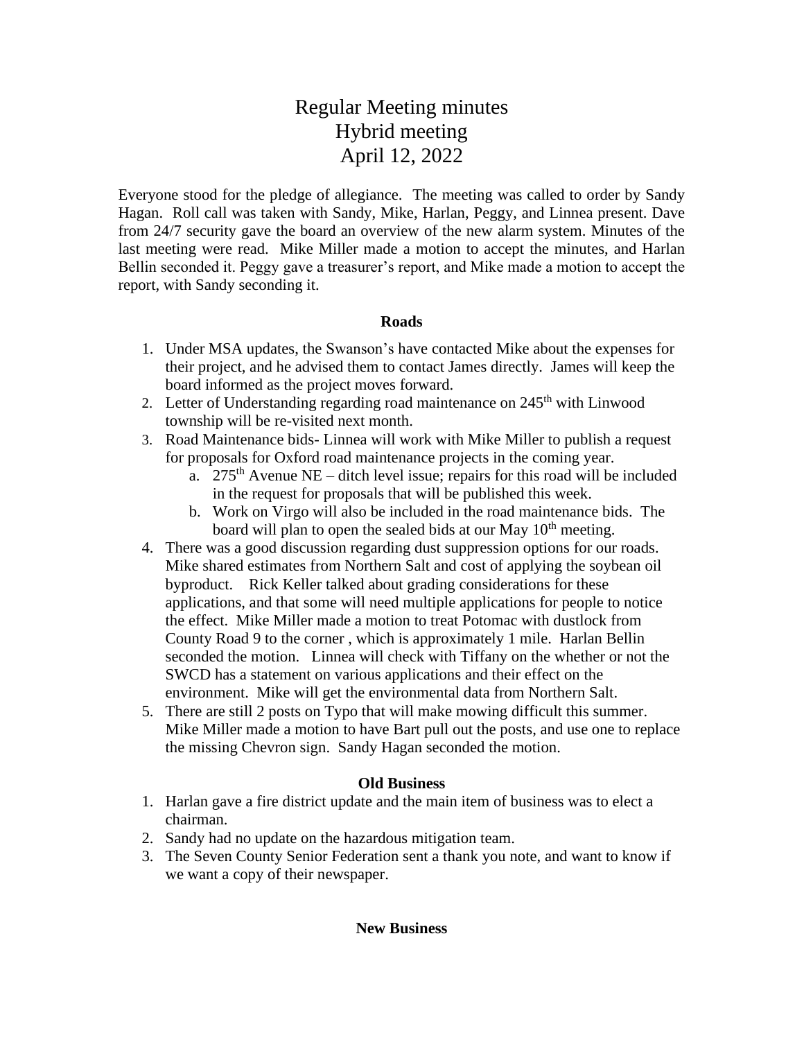# Regular Meeting minutes
# Hybrid meeting
# April 12, 2022

Everyone stood for the pledge of allegiance. The meeting was called to order by Sandy Hagan. Roll call was taken with Sandy, Mike, Harlan, Peggy, and Linnea present. Dave from 24/7 security gave the board an overview of the new alarm system. Minutes of the last meeting were read. Mike Miller made a motion to accept the minutes, and Harlan Bellin seconded it. Peggy gave a treasurer's report, and Mike made a motion to accept the report, with Sandy seconding it.

### Roads

1. Under MSA updates, the Swanson's have contacted Mike about the expenses for their project, and he advised them to contact James directly. James will keep the board informed as the project moves forward.
2. Letter of Understanding regarding road maintenance on 245th with Linwood township will be re-visited next month.
3. Road Maintenance bids- Linnea will work with Mike Miller to publish a request for proposals for Oxford road maintenance projects in the coming year.
   a. 275th Avenue NE – ditch level issue; repairs for this road will be included in the request for proposals that will be published this week.
   b. Work on Virgo will also be included in the road maintenance bids. The board will plan to open the sealed bids at our May 10th meeting.
4. There was a good discussion regarding dust suppression options for our roads. Mike shared estimates from Northern Salt and cost of applying the soybean oil byproduct. Rick Keller talked about grading considerations for these applications, and that some will need multiple applications for people to notice the effect. Mike Miller made a motion to treat Potomac with dustlock from County Road 9 to the corner , which is approximately 1 mile. Harlan Bellin seconded the motion. Linnea will check with Tiffany on the whether or not the SWCD has a statement on various applications and their effect on the environment. Mike will get the environmental data from Northern Salt.
5. There are still 2 posts on Typo that will make mowing difficult this summer. Mike Miller made a motion to have Bart pull out the posts, and use one to replace the missing Chevron sign. Sandy Hagan seconded the motion.

### Old Business

1. Harlan gave a fire district update and the main item of business was to elect a chairman.
2. Sandy had no update on the hazardous mitigation team.
3. The Seven County Senior Federation sent a thank you note, and want to know if we want a copy of their newspaper.

### New Business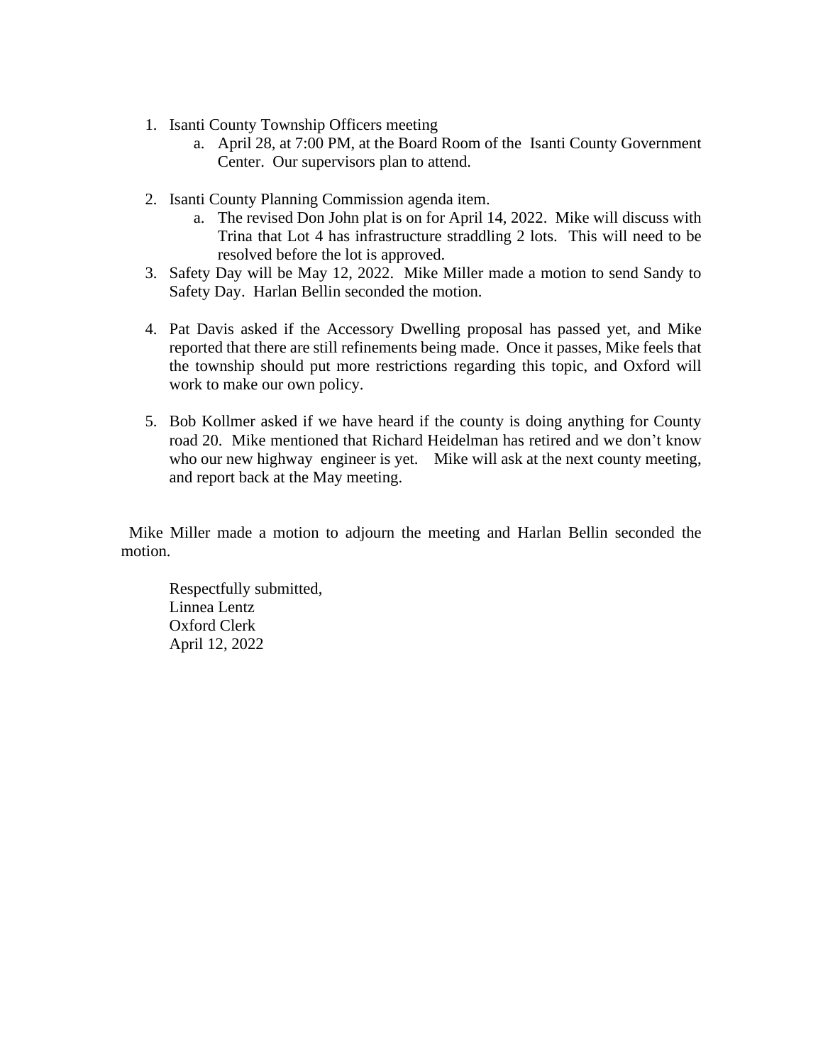1. Isanti County Township Officers meeting
    a. April 28, at 7:00 PM, at the Board Room of the Isanti County Government Center. Our supervisors plan to attend.

2. Isanti County Planning Commission agenda item.
    a. The revised Don John plat is on for April 14, 2022. Mike will discuss with Trina that Lot 4 has infrastructure straddling 2 lots. This will need to be resolved before the lot is approved.

3. Safety Day will be May 12, 2022. Mike Miller made a motion to send Sandy to Safety Day. Harlan Bellin seconded the motion.

4. Pat Davis asked if the Accessory Dwelling proposal has passed yet, and Mike reported that there are still refinements being made. Once it passes, Mike feels that the township should put more restrictions regarding this topic, and Oxford will work to make our own policy.

5. Bob Kollmer asked if we have heard if the county is doing anything for County road 20. Mike mentioned that Richard Heidelman has retired and we don't know who our new highway engineer is yet. Mike will ask at the next county meeting, and report back at the May meeting.

Mike Miller made a motion to adjourn the meeting and Harlan Bellin seconded the motion.

Respectfully submitted,
Linnea Lentz
Oxford Clerk
April 12, 2022